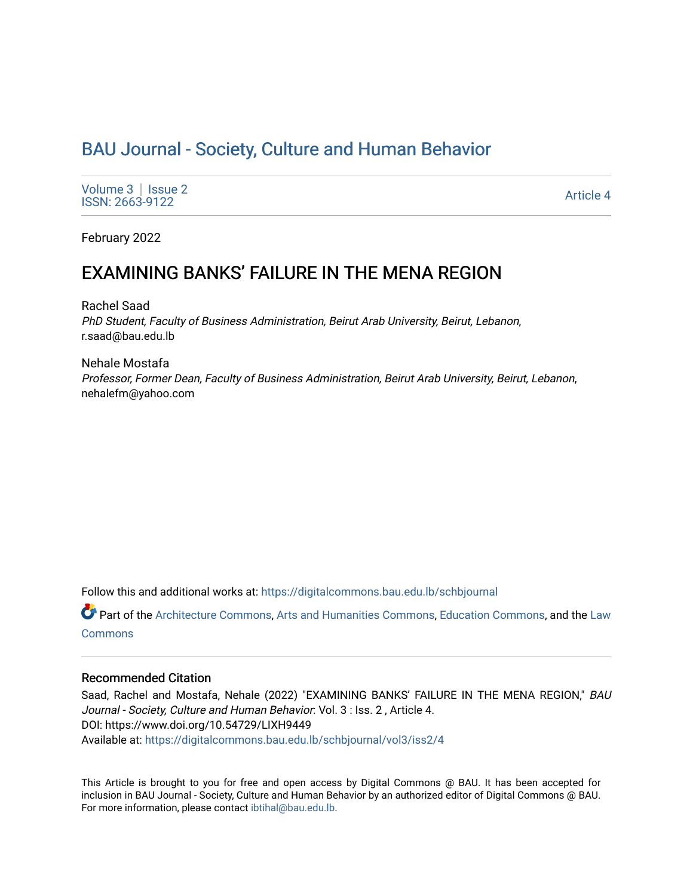# BAU Journal - Society, Culture and Human Behavior

Volume 3 | Issue 2
ISSN: 2663-9122

Article 4

February 2022

## EXAMINING BANKS' FAILURE IN THE MENA REGION

Rachel Saad
*PhD Student, Faculty of Business Administration, Beirut Arab University, Beirut, Lebanon*, r.saad@bau.edu.lb

Nehale Mostafa
*Professor, Former Dean, Faculty of Business Administration, Beirut Arab University, Beirut, Lebanon*, nehalefm@yahoo.com

Follow this and additional works at: https://digitalcommons.bau.edu.lb/schbjournal

Part of the Architecture Commons, Arts and Humanities Commons, Education Commons, and the Law Commons

### Recommended Citation

Saad, Rachel and Mostafa, Nehale (2022) "EXAMINING BANKS' FAILURE IN THE MENA REGION," *BAU Journal - Society, Culture and Human Behavior*: Vol. 3 : Iss. 2 , Article 4.
DOI: https://www.doi.org/10.54729/LIXH9449
Available at: https://digitalcommons.bau.edu.lb/schbjournal/vol3/iss2/4

This Article is brought to you for free and open access by Digital Commons @ BAU. It has been accepted for inclusion in BAU Journal - Society, Culture and Human Behavior by an authorized editor of Digital Commons @ BAU. For more information, please contact ibtihal@bau.edu.lb.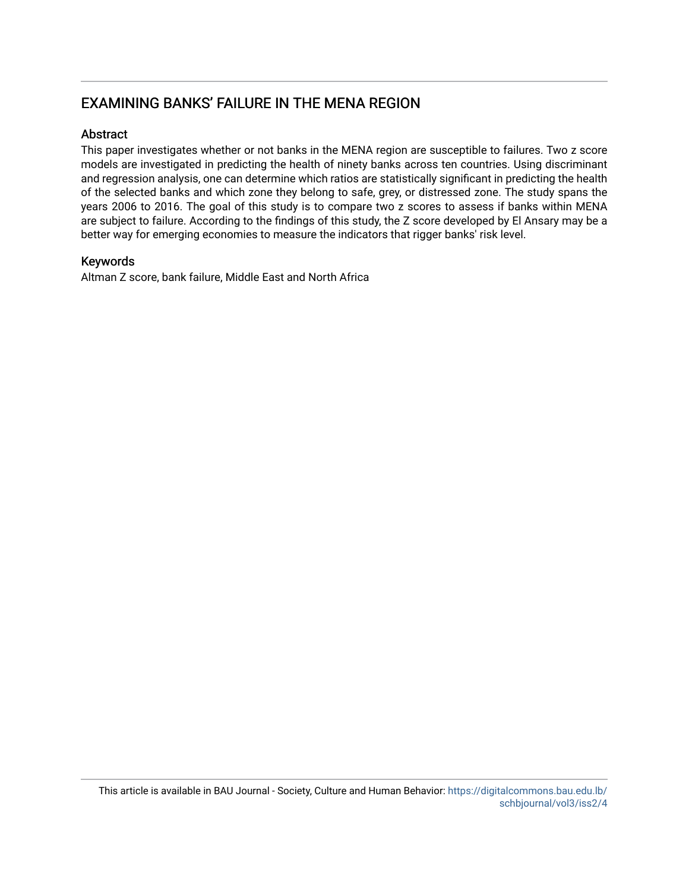# EXAMINING BANKS' FAILURE IN THE MENA REGION

## Abstract

This paper investigates whether or not banks in the MENA region are susceptible to failures. Two z score models are investigated in predicting the health of ninety banks across ten countries. Using discriminant and regression analysis, one can determine which ratios are statistically significant in predicting the health of the selected banks and which zone they belong to safe, grey, or distressed zone. The study spans the years 2006 to 2016. The goal of this study is to compare two z scores to assess if banks within MENA are subject to failure. According to the findings of this study, the Z score developed by El Ansary may be a better way for emerging economies to measure the indicators that rigger banks' risk level.

## Keywords

Altman Z score, bank failure, Middle East and North Africa

This article is available in BAU Journal - Society, Culture and Human Behavior: https://digitalcommons.bau.edu.lb/schbjournal/vol3/iss2/4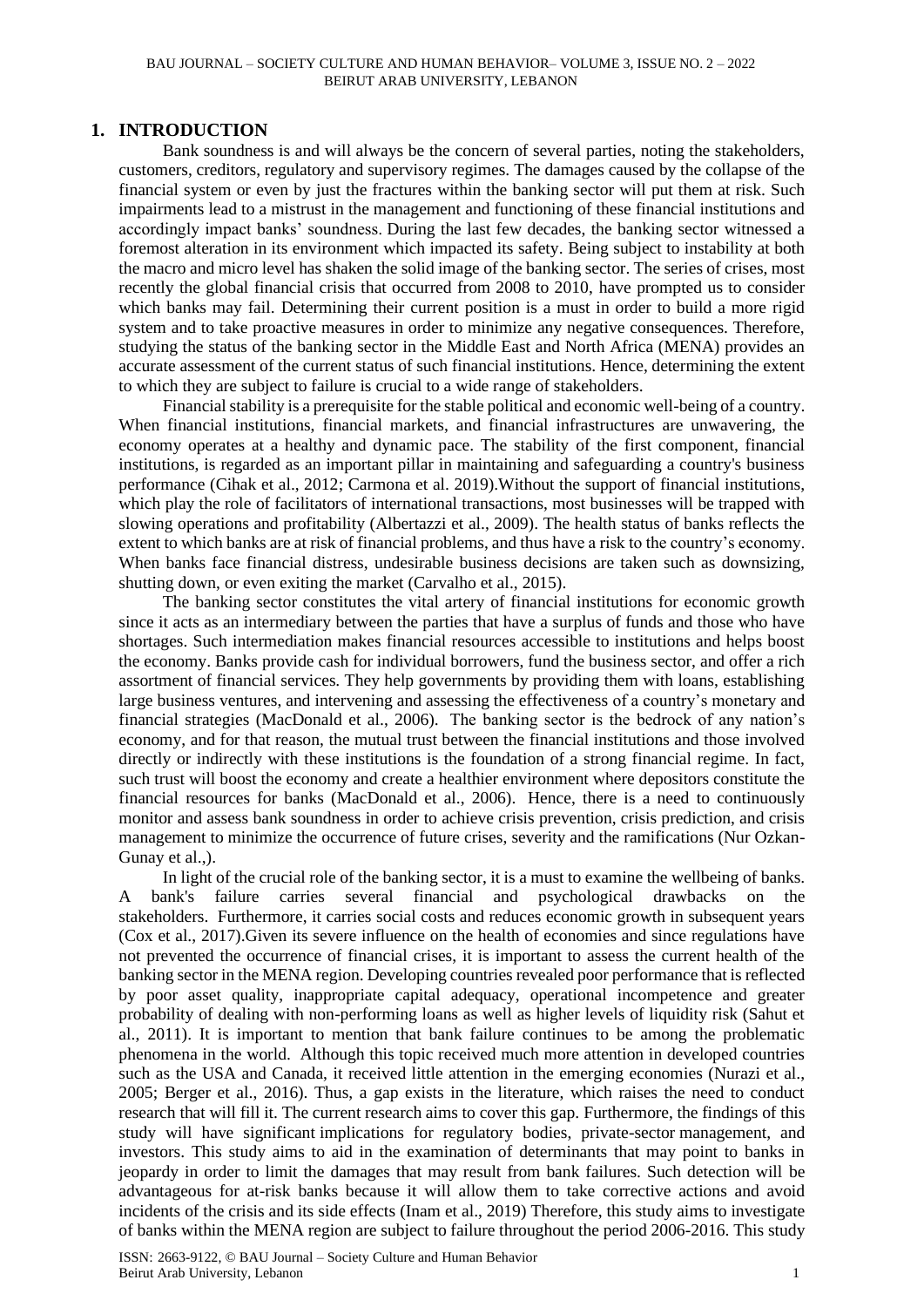# 1. INTRODUCTION

Bank soundness is and will always be the concern of several parties, noting the stakeholders, customers, creditors, regulatory and supervisory regimes. The damages caused by the collapse of the financial system or even by just the fractures within the banking sector will put them at risk. Such impairments lead to a mistrust in the management and functioning of these financial institutions and accordingly impact banks' soundness. During the last few decades, the banking sector witnessed a foremost alteration in its environment which impacted its safety. Being subject to instability at both the macro and micro level has shaken the solid image of the banking sector. The series of crises, most recently the global financial crisis that occurred from 2008 to 2010, have prompted us to consider which banks may fail. Determining their current position is a must in order to build a more rigid system and to take proactive measures in order to minimize any negative consequences. Therefore, studying the status of the banking sector in the Middle East and North Africa (MENA) provides an accurate assessment of the current status of such financial institutions. Hence, determining the extent to which they are subject to failure is crucial to a wide range of stakeholders.

Financial stability is a prerequisite for the stable political and economic well-being of a country. When financial institutions, financial markets, and financial infrastructures are unwavering, the economy operates at a healthy and dynamic pace. The stability of the first component, financial institutions, is regarded as an important pillar in maintaining and safeguarding a country's business performance (Cihak et al., 2012; Carmona et al. 2019).Without the support of financial institutions, which play the role of facilitators of international transactions, most businesses will be trapped with slowing operations and profitability (Albertazzi et al., 2009). The health status of banks reflects the extent to which banks are at risk of financial problems, and thus have a risk to the country's economy. When banks face financial distress, undesirable business decisions are taken such as downsizing, shutting down, or even exiting the market (Carvalho et al., 2015).

The banking sector constitutes the vital artery of financial institutions for economic growth since it acts as an intermediary between the parties that have a surplus of funds and those who have shortages. Such intermediation makes financial resources accessible to institutions and helps boost the economy. Banks provide cash for individual borrowers, fund the business sector, and offer a rich assortment of financial services. They help governments by providing them with loans, establishing large business ventures, and intervening and assessing the effectiveness of a country's monetary and financial strategies (MacDonald et al., 2006). The banking sector is the bedrock of any nation's economy, and for that reason, the mutual trust between the financial institutions and those involved directly or indirectly with these institutions is the foundation of a strong financial regime. In fact, such trust will boost the economy and create a healthier environment where depositors constitute the financial resources for banks (MacDonald et al., 2006). Hence, there is a need to continuously monitor and assess bank soundness in order to achieve crisis prevention, crisis prediction, and crisis management to minimize the occurrence of future crises, severity and the ramifications (Nur Ozkan-Gunay et al.,).

In light of the crucial role of the banking sector, it is a must to examine the wellbeing of banks. A bank's failure carries several financial and psychological drawbacks on the stakeholders. Furthermore, it carries social costs and reduces economic growth in subsequent years (Cox et al., 2017).Given its severe influence on the health of economies and since regulations have not prevented the occurrence of financial crises, it is important to assess the current health of the banking sector in the MENA region. Developing countries revealed poor performance that is reflected by poor asset quality, inappropriate capital adequacy, operational incompetence and greater probability of dealing with non-performing loans as well as higher levels of liquidity risk (Sahut et al., 2011). It is important to mention that bank failure continues to be among the problematic phenomena in the world. Although this topic received much more attention in developed countries such as the USA and Canada, it received little attention in the emerging economies (Nurazi et al., 2005; Berger et al., 2016). Thus, a gap exists in the literature, which raises the need to conduct research that will fill it. The current research aims to cover this gap. Furthermore, the findings of this study will have significant implications for regulatory bodies, private-sector management, and investors. This study aims to aid in the examination of determinants that may point to banks in jeopardy in order to limit the damages that may result from bank failures. Such detection will be advantageous for at-risk banks because it will allow them to take corrective actions and avoid incidents of the crisis and its side effects (Inam et al., 2019) Therefore, this study aims to investigate of banks within the MENA region are subject to failure throughout the period 2006-2016. This study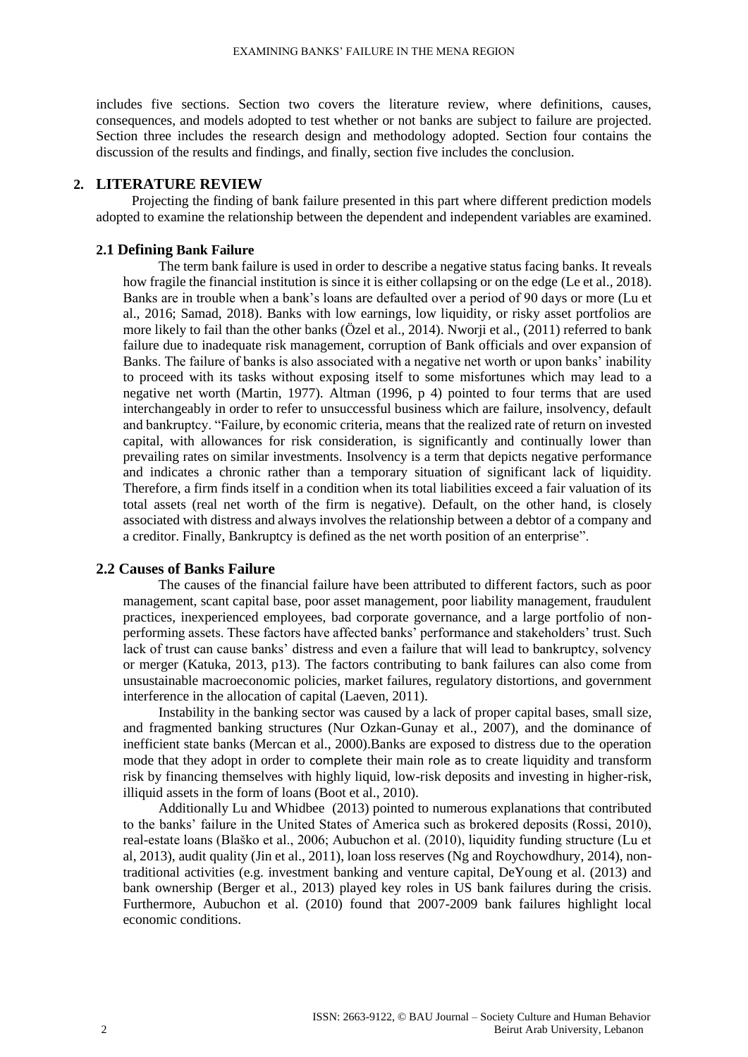includes five sections. Section two covers the literature review, where definitions, causes, consequences, and models adopted to test whether or not banks are subject to failure are projected. Section three includes the research design and methodology adopted. Section four contains the discussion of the results and findings, and finally, section five includes the conclusion.

## 2. LITERATURE REVIEW

Projecting the finding of bank failure presented in this part where different prediction models adopted to examine the relationship between the dependent and independent variables are examined.

### 2.1 Defining Bank Failure

The term bank failure is used in order to describe a negative status facing banks. It reveals how fragile the financial institution is since it is either collapsing or on the edge (Le et al., 2018). Banks are in trouble when a bank's loans are defaulted over a period of 90 days or more (Lu et al., 2016; Samad, 2018). Banks with low earnings, low liquidity, or risky asset portfolios are more likely to fail than the other banks (Özel et al., 2014). Nworji et al., (2011) referred to bank failure due to inadequate risk management, corruption of Bank officials and over expansion of Banks. The failure of banks is also associated with a negative net worth or upon banks' inability to proceed with its tasks without exposing itself to some misfortunes which may lead to a negative net worth (Martin, 1977). Altman (1996, p 4) pointed to four terms that are used interchangeably in order to refer to unsuccessful business which are failure, insolvency, default and bankruptcy. "Failure, by economic criteria, means that the realized rate of return on invested capital, with allowances for risk consideration, is significantly and continually lower than prevailing rates on similar investments. Insolvency is a term that depicts negative performance and indicates a chronic rather than a temporary situation of significant lack of liquidity. Therefore, a firm finds itself in a condition when its total liabilities exceed a fair valuation of its total assets (real net worth of the firm is negative). Default, on the other hand, is closely associated with distress and always involves the relationship between a debtor of a company and a creditor. Finally, Bankruptcy is defined as the net worth position of an enterprise".

### 2.2 Causes of Banks Failure

The causes of the financial failure have been attributed to different factors, such as poor management, scant capital base, poor asset management, poor liability management, fraudulent practices, inexperienced employees, bad corporate governance, and a large portfolio of non-performing assets. These factors have affected banks' performance and stakeholders' trust. Such lack of trust can cause banks' distress and even a failure that will lead to bankruptcy, solvency or merger (Katuka, 2013, p13). The factors contributing to bank failures can also come from unsustainable macroeconomic policies, market failures, regulatory distortions, and government interference in the allocation of capital (Laeven, 2011).

Instability in the banking sector was caused by a lack of proper capital bases, small size, and fragmented banking structures (Nur Ozkan-Gunay et al., 2007), and the dominance of inefficient state banks (Mercan et al., 2000).Banks are exposed to distress due to the operation mode that they adopt in order to complete their main role as to create liquidity and transform risk by financing themselves with highly liquid, low-risk deposits and investing in higher-risk, illiquid assets in the form of loans (Boot et al., 2010).

Additionally Lu and Whidbee (2013) pointed to numerous explanations that contributed to the banks' failure in the United States of America such as brokered deposits (Rossi, 2010), real-estate loans (Blaško et al., 2006; Aubuchon et al. (2010), liquidity funding structure (Lu et al, 2013), audit quality (Jin et al., 2011), loan loss reserves (Ng and Roychowdhury, 2014), non-traditional activities (e.g. investment banking and venture capital, DeYoung et al. (2013) and bank ownership (Berger et al., 2013) played key roles in US bank failures during the crisis. Furthermore, Aubuchon et al. (2010) found that 2007-2009 bank failures highlight local economic conditions.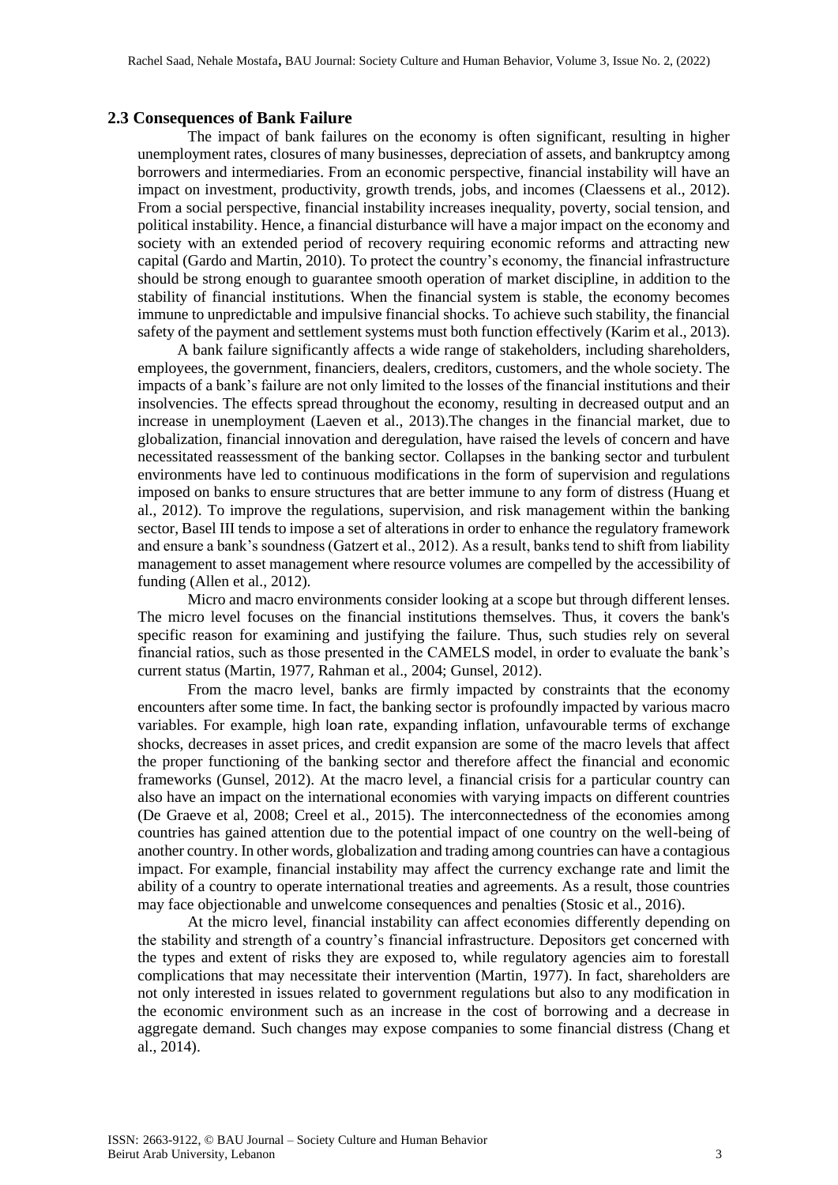## 2.3 Consequences of Bank Failure

The impact of bank failures on the economy is often significant, resulting in higher unemployment rates, closures of many businesses, depreciation of assets, and bankruptcy among borrowers and intermediaries. From an economic perspective, financial instability will have an impact on investment, productivity, growth trends, jobs, and incomes (Claessens et al., 2012). From a social perspective, financial instability increases inequality, poverty, social tension, and political instability. Hence, a financial disturbance will have a major impact on the economy and society with an extended period of recovery requiring economic reforms and attracting new capital (Gardo and Martin, 2010). To protect the country's economy, the financial infrastructure should be strong enough to guarantee smooth operation of market discipline, in addition to the stability of financial institutions. When the financial system is stable, the economy becomes immune to unpredictable and impulsive financial shocks. To achieve such stability, the financial safety of the payment and settlement systems must both function effectively (Karim et al., 2013).

A bank failure significantly affects a wide range of stakeholders, including shareholders, employees, the government, financiers, dealers, creditors, customers, and the whole society. The impacts of a bank's failure are not only limited to the losses of the financial institutions and their insolvencies. The effects spread throughout the economy, resulting in decreased output and an increase in unemployment (Laeven et al., 2013).The changes in the financial market, due to globalization, financial innovation and deregulation, have raised the levels of concern and have necessitated reassessment of the banking sector. Collapses in the banking sector and turbulent environments have led to continuous modifications in the form of supervision and regulations imposed on banks to ensure structures that are better immune to any form of distress (Huang et al., 2012). To improve the regulations, supervision, and risk management within the banking sector, Basel III tends to impose a set of alterations in order to enhance the regulatory framework and ensure a bank's soundness (Gatzert et al., 2012). As a result, banks tend to shift from liability management to asset management where resource volumes are compelled by the accessibility of funding (Allen et al., 2012).

Micro and macro environments consider looking at a scope but through different lenses. The micro level focuses on the financial institutions themselves. Thus, it covers the bank's specific reason for examining and justifying the failure. Thus, such studies rely on several financial ratios, such as those presented in the CAMELS model, in order to evaluate the bank's current status (Martin, 1977, Rahman et al., 2004; Gunsel, 2012).

From the macro level, banks are firmly impacted by constraints that the economy encounters after some time. In fact, the banking sector is profoundly impacted by various macro variables. For example, high loan rate, expanding inflation, unfavourable terms of exchange shocks, decreases in asset prices, and credit expansion are some of the macro levels that affect the proper functioning of the banking sector and therefore affect the financial and economic frameworks (Gunsel, 2012). At the macro level, a financial crisis for a particular country can also have an impact on the international economies with varying impacts on different countries (De Graeve et al, 2008; Creel et al., 2015). The interconnectedness of the economies among countries has gained attention due to the potential impact of one country on the well-being of another country. In other words, globalization and trading among countries can have a contagious impact. For example, financial instability may affect the currency exchange rate and limit the ability of a country to operate international treaties and agreements. As a result, those countries may face objectionable and unwelcome consequences and penalties (Stosic et al., 2016).

At the micro level, financial instability can affect economies differently depending on the stability and strength of a country's financial infrastructure. Depositors get concerned with the types and extent of risks they are exposed to, while regulatory agencies aim to forestall complications that may necessitate their intervention (Martin, 1977). In fact, shareholders are not only interested in issues related to government regulations but also to any modification in the economic environment such as an increase in the cost of borrowing and a decrease in aggregate demand. Such changes may expose companies to some financial distress (Chang et al., 2014).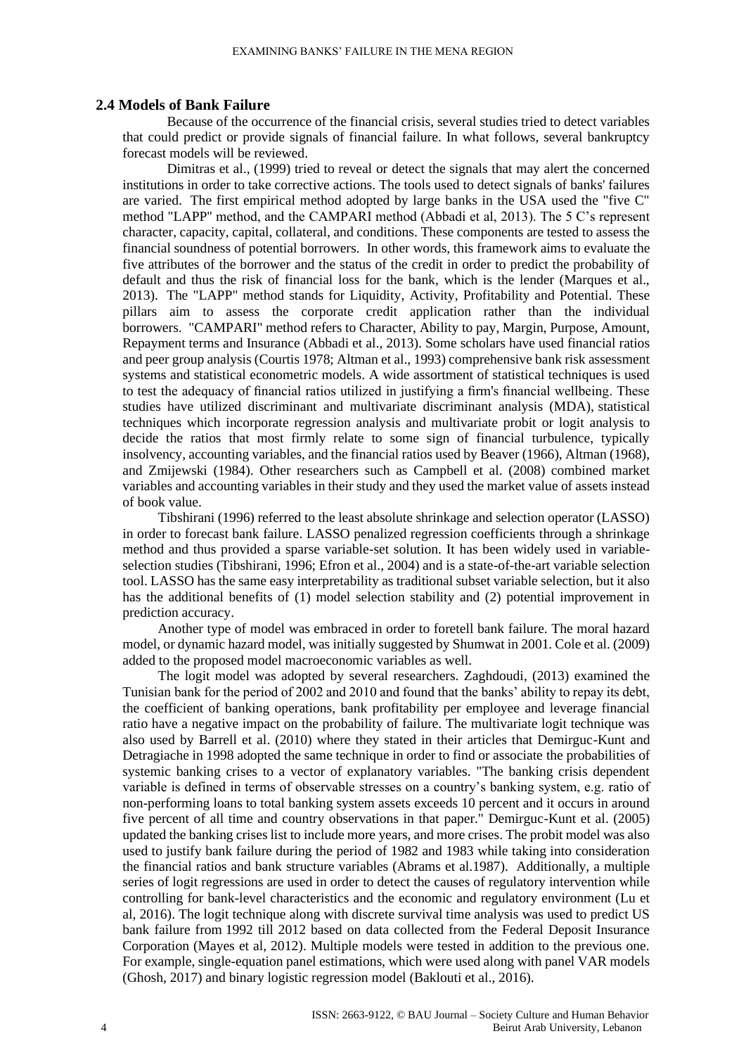## 2.4 Models of Bank Failure

Because of the occurrence of the financial crisis, several studies tried to detect variables that could predict or provide signals of financial failure. In what follows, several bankruptcy forecast models will be reviewed.

Dimitras et al., (1999) tried to reveal or detect the signals that may alert the concerned institutions in order to take corrective actions. The tools used to detect signals of banks' failures are varied. The first empirical method adopted by large banks in the USA used the "five C" method "LAPP" method, and the CAMPARI method (Abbadi et al, 2013). The 5 C's represent character, capacity, capital, collateral, and conditions. These components are tested to assess the financial soundness of potential borrowers. In other words, this framework aims to evaluate the five attributes of the borrower and the status of the credit in order to predict the probability of default and thus the risk of financial loss for the bank, which is the lender (Marques et al., 2013). The "LAPP" method stands for Liquidity, Activity, Profitability and Potential. These pillars aim to assess the corporate credit application rather than the individual borrowers. "CAMPARI" method refers to Character, Ability to pay, Margin, Purpose, Amount, Repayment terms and Insurance (Abbadi et al., 2013). Some scholars have used financial ratios and peer group analysis (Courtis 1978; Altman et al., 1993) comprehensive bank risk assessment systems and statistical econometric models. A wide assortment of statistical techniques is used to test the adequacy of financial ratios utilized in justifying a firm's financial wellbeing. These studies have utilized discriminant and multivariate discriminant analysis (MDA), statistical techniques which incorporate regression analysis and multivariate probit or logit analysis to decide the ratios that most firmly relate to some sign of financial turbulence, typically insolvency, accounting variables, and the financial ratios used by Beaver (1966), Altman (1968), and Zmijewski (1984). Other researchers such as Campbell et al. (2008) combined market variables and accounting variables in their study and they used the market value of assets instead of book value.

Tibshirani (1996) referred to the least absolute shrinkage and selection operator (LASSO) in order to forecast bank failure. LASSO penalized regression coefficients through a shrinkage method and thus provided a sparse variable-set solution. It has been widely used in variable-selection studies (Tibshirani, 1996; Efron et al., 2004) and is a state-of-the-art variable selection tool. LASSO has the same easy interpretability as traditional subset variable selection, but it also has the additional benefits of (1) model selection stability and (2) potential improvement in prediction accuracy.

Another type of model was embraced in order to foretell bank failure. The moral hazard model, or dynamic hazard model, was initially suggested by Shumwat in 2001. Cole et al. (2009) added to the proposed model macroeconomic variables as well.

The logit model was adopted by several researchers. Zaghdoudi, (2013) examined the Tunisian bank for the period of 2002 and 2010 and found that the banks' ability to repay its debt, the coefficient of banking operations, bank profitability per employee and leverage financial ratio have a negative impact on the probability of failure. The multivariate logit technique was also used by Barrell et al. (2010) where they stated in their articles that Demirguc-Kunt and Detragiache in 1998 adopted the same technique in order to find or associate the probabilities of systemic banking crises to a vector of explanatory variables. "The banking crisis dependent variable is defined in terms of observable stresses on a country's banking system, e.g. ratio of non-performing loans to total banking system assets exceeds 10 percent and it occurs in around five percent of all time and country observations in that paper." Demirguc-Kunt et al. (2005) updated the banking crises list to include more years, and more crises. The probit model was also used to justify bank failure during the period of 1982 and 1983 while taking into consideration the financial ratios and bank structure variables (Abrams et al.1987). Additionally, a multiple series of logit regressions are used in order to detect the causes of regulatory intervention while controlling for bank-level characteristics and the economic and regulatory environment (Lu et al, 2016). The logit technique along with discrete survival time analysis was used to predict US bank failure from 1992 till 2012 based on data collected from the Federal Deposit Insurance Corporation (Mayes et al, 2012). Multiple models were tested in addition to the previous one. For example, single-equation panel estimations, which were used along with panel VAR models (Ghosh, 2017) and binary logistic regression model (Baklouti et al., 2016).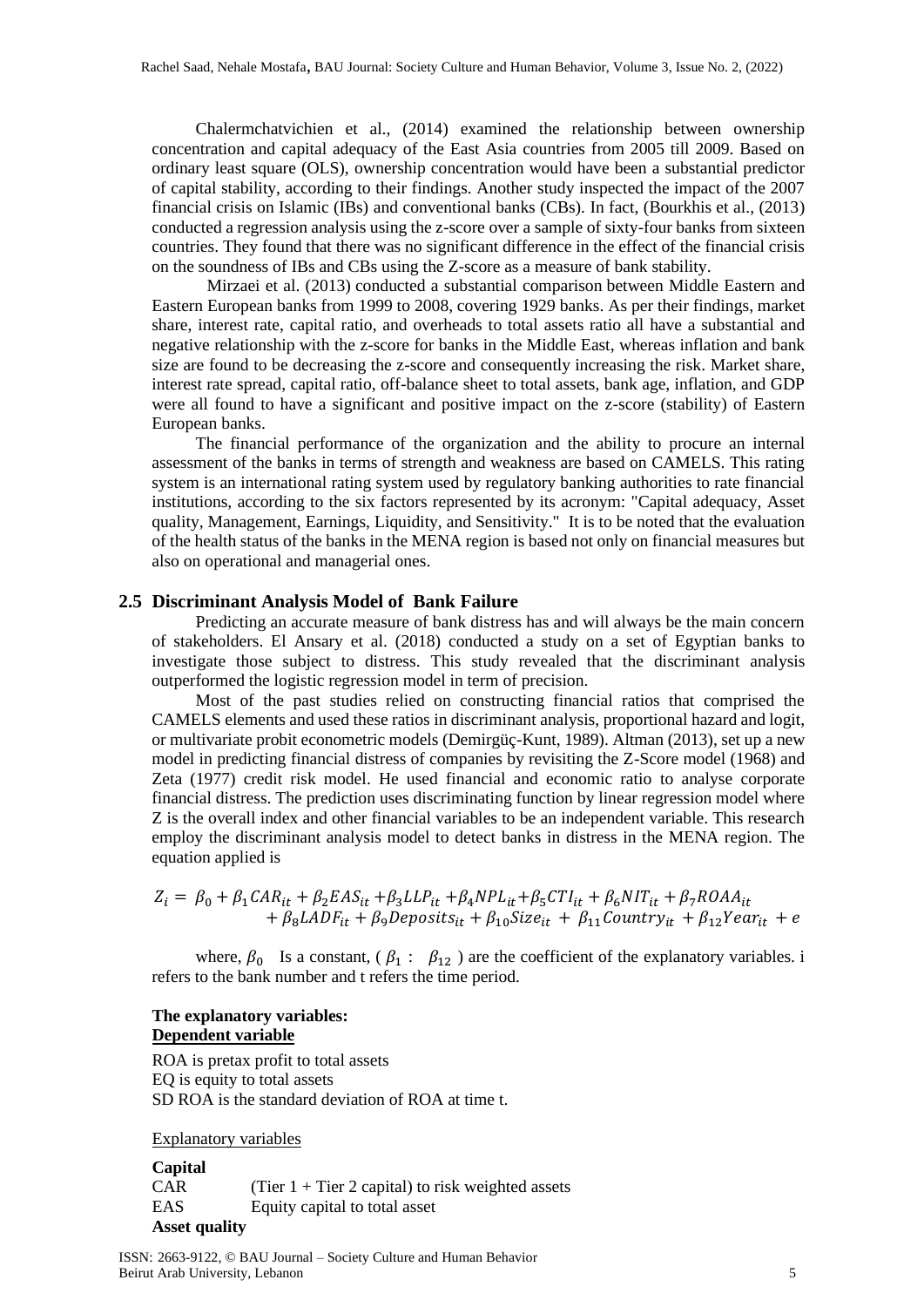Chalermchatvichien et al., (2014) examined the relationship between ownership concentration and capital adequacy of the East Asia countries from 2005 till 2009. Based on ordinary least square (OLS), ownership concentration would have been a substantial predictor of capital stability, according to their findings. Another study inspected the impact of the 2007 financial crisis on Islamic (IBs) and conventional banks (CBs). In fact, (Bourkhis et al., (2013) conducted a regression analysis using the z-score over a sample of sixty-four banks from sixteen countries. They found that there was no significant difference in the effect of the financial crisis on the soundness of IBs and CBs using the Z-score as a measure of bank stability.

Mirzaei et al. (2013) conducted a substantial comparison between Middle Eastern and Eastern European banks from 1999 to 2008, covering 1929 banks. As per their findings, market share, interest rate, capital ratio, and overheads to total assets ratio all have a substantial and negative relationship with the z-score for banks in the Middle East, whereas inflation and bank size are found to be decreasing the z-score and consequently increasing the risk. Market share, interest rate spread, capital ratio, off-balance sheet to total assets, bank age, inflation, and GDP were all found to have a significant and positive impact on the z-score (stability) of Eastern European banks.

The financial performance of the organization and the ability to procure an internal assessment of the banks in terms of strength and weakness are based on CAMELS. This rating system is an international rating system used by regulatory banking authorities to rate financial institutions, according to the six factors represented by its acronym: "Capital adequacy, Asset quality, Management, Earnings, Liquidity, and Sensitivity." It is to be noted that the evaluation of the health status of the banks in the MENA region is based not only on financial measures but also on operational and managerial ones.

## 2.5 Discriminant Analysis Model of Bank Failure

Predicting an accurate measure of bank distress has and will always be the main concern of stakeholders. El Ansary et al. (2018) conducted a study on a set of Egyptian banks to investigate those subject to distress. This study revealed that the discriminant analysis outperformed the logistic regression model in term of precision.

Most of the past studies relied on constructing financial ratios that comprised the CAMELS elements and used these ratios in discriminant analysis, proportional hazard and logit, or multivariate probit econometric models (Demirgüç-Kunt, 1989). Altman (2013), set up a new model in predicting financial distress of companies by revisiting the Z-Score model (1968) and Zeta (1977) credit risk model. He used financial and economic ratio to analyse corporate financial distress. The prediction uses discriminating function by linear regression model where Z is the overall index and other financial variables to be an independent variable. This research employ the discriminant analysis model to detect banks in distress in the MENA region. The equation applied is

$$Z_i = \beta_0 + \beta_1 CAR_{it} + \beta_2 EAS_{it} + \beta_3 LLP_{it} + \beta_4 NPL_{it} + \beta_5 CTI_{it} + \beta_6 NIT_{it} + \beta_7 ROAA_{it} + \beta_8 LADF_{it} + \beta_9 Deposits_{it} + \beta_{10} Size_{it} + \beta_{11} Country_{it} + \beta_{12} Year_{it} + e$$

where, $\beta_0$ Is a constant, ( $\beta_1$ : $\beta_{12}$ ) are the coefficient of the explanatory variables. i refers to the bank number and t refers the time period.

**The explanatory variables:**
**Dependent variable**

ROA is pretax profit to total assets
EQ is equity to total assets
SD ROA is the standard deviation of ROA at time t.

Explanatory variables

**Capital**

CAR (Tier 1 + Tier 2 capital) to risk weighted assets
EAS Equity capital to total asset

**Asset quality**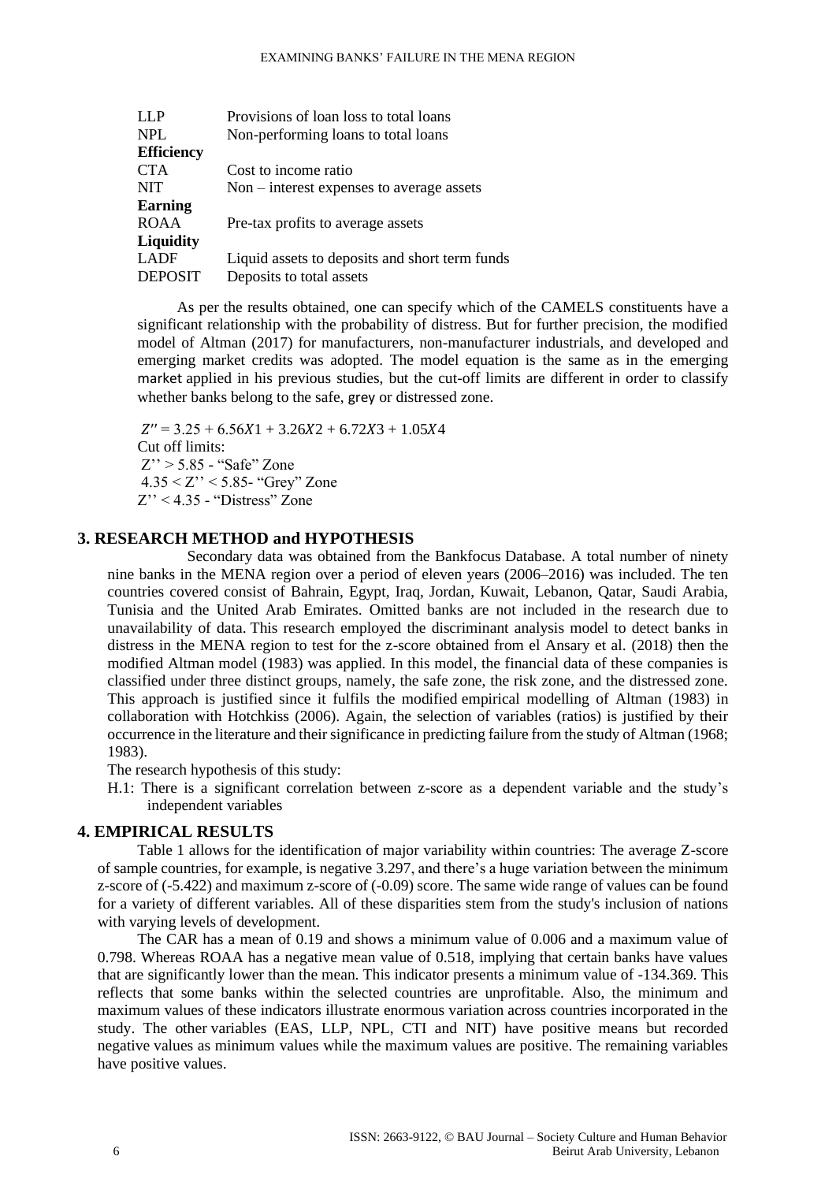| | |
|---|---|
| LLP | Provisions of loan loss to total loans |
| NPL | Non-performing loans to total loans |
| **Efficiency** | |
| CTA | Cost to income ratio |
| NIT | Non – interest expenses to average assets |
| **Earning** | |
| ROAA | Pre-tax profits to average assets |
| **Liquidity** | |
| LADF | Liquid assets to deposits and short term funds |
| DEPOSIT | Deposits to total assets |

As per the results obtained, one can specify which of the CAMELS constituents have a significant relationship with the probability of distress. But for further precision, the modified model of Altman (2017) for manufacturers, non-manufacturer industrials, and developed and emerging market credits was adopted. The model equation is the same as in the emerging market applied in his previous studies, but the cut-off limits are different in order to classify whether banks belong to the safe, grey or distressed zone.

$$Z'' = 3.25 + 6.56X1 + 3.26X2 + 6.72X3 + 1.05X4$$

Cut off limits:

Z'' > 5.85 - "Safe" Zone

4.35 < Z'' < 5.85- "Grey" Zone

Z'' < 4.35 - "Distress" Zone

## 3. RESEARCH METHOD and HYPOTHESIS

Secondary data was obtained from the Bankfocus Database. A total number of ninety nine banks in the MENA region over a period of eleven years (2006–2016) was included. The ten countries covered consist of Bahrain, Egypt, Iraq, Jordan, Kuwait, Lebanon, Qatar, Saudi Arabia, Tunisia and the United Arab Emirates. Omitted banks are not included in the research due to unavailability of data. This research employed the discriminant analysis model to detect banks in distress in the MENA region to test for the z-score obtained from el Ansary et al. (2018) then the modified Altman model (1983) was applied. In this model, the financial data of these companies is classified under three distinct groups, namely, the safe zone, the risk zone, and the distressed zone. This approach is justified since it fulfils the modified empirical modelling of Altman (1983) in collaboration with Hotchkiss (2006). Again, the selection of variables (ratios) is justified by their occurrence in the literature and their significance in predicting failure from the study of Altman (1968; 1983).

The research hypothesis of this study:

H.1: There is a significant correlation between z-score as a dependent variable and the study's independent variables

## 4. EMPIRICAL RESULTS

Table 1 allows for the identification of major variability within countries: The average Z-score of sample countries, for example, is negative 3.297, and there's a huge variation between the minimum z-score of (-5.422) and maximum z-score of (-0.09) score. The same wide range of values can be found for a variety of different variables. All of these disparities stem from the study's inclusion of nations with varying levels of development.

The CAR has a mean of 0.19 and shows a minimum value of 0.006 and a maximum value of 0.798. Whereas ROAA has a negative mean value of 0.518, implying that certain banks have values that are significantly lower than the mean. This indicator presents a minimum value of -134.369. This reflects that some banks within the selected countries are unprofitable. Also, the minimum and maximum values of these indicators illustrate enormous variation across countries incorporated in the study. The other variables (EAS, LLP, NPL, CTI and NIT) have positive means but recorded negative values as minimum values while the maximum values are positive. The remaining variables have positive values.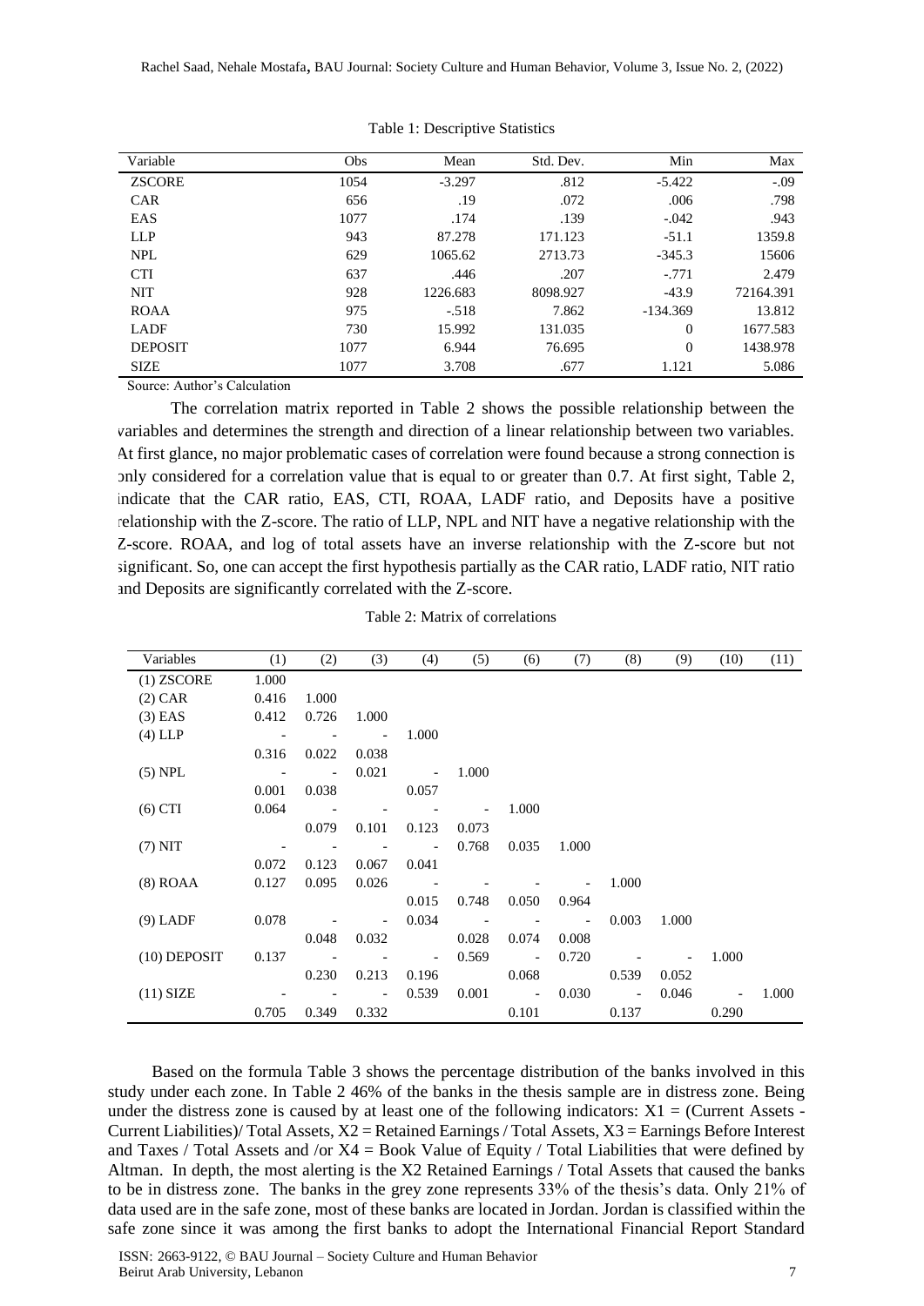Table 1: Descriptive Statistics

| Variable | Obs | Mean | Std. Dev. | Min | Max |
|---|---|---|---|---|---|
| ZSCORE | 1054 | -3.297 | .812 | -5.422 | -.09 |
| CAR | 656 | .19 | .072 | .006 | .798 |
| EAS | 1077 | .174 | .139 | -.042 | .943 |
| LLP | 943 | 87.278 | 171.123 | -51.1 | 1359.8 |
| NPL | 629 | 1065.62 | 2713.73 | -345.3 | 15606 |
| CTI | 637 | .446 | .207 | -.771 | 2.479 |
| NIT | 928 | 1226.683 | 8098.927 | -43.9 | 72164.391 |
| ROAA | 975 | -.518 | 7.862 | -134.369 | 13.812 |
| LADF | 730 | 15.992 | 131.035 | 0 | 1677.583 |
| DEPOSIT | 1077 | 6.944 | 76.695 | 0 | 1438.978 |
| SIZE | 1077 | 3.708 | .677 | 1.121 | 5.086 |

Source: Author's Calculation

The correlation matrix reported in Table 2 shows the possible relationship between the variables and determines the strength and direction of a linear relationship between two variables. At first glance, no major problematic cases of correlation were found because a strong connection is only considered for a correlation value that is equal to or greater than 0.7. At first sight, Table 2, indicate that the CAR ratio, EAS, CTI, ROAA, LADF ratio, and Deposits have a positive relationship with the Z-score. The ratio of LLP, NPL and NIT have a negative relationship with the Z-score. ROAA, and log of total assets have an inverse relationship with the Z-score but not significant. So, one can accept the first hypothesis partially as the CAR ratio, LADF ratio, NIT ratio and Deposits are significantly correlated with the Z-score.

Table 2: Matrix of correlations

| Variables | (1) | (2) | (3) | (4) | (5) | (6) | (7) | (8) | (9) | (10) | (11) |
|---|---|---|---|---|---|---|---|---|---|---|---|
| (1) ZSCORE | 1.000 | | | | | | | | | | |
| (2) CAR | 0.416 | 1.000 | | | | | | | | | |
| (3) EAS | 0.412 | 0.726 | 1.000 | | | | | | | | |
| (4) LLP | -0.316 | -0.022 | -0.038 | 1.000 | | | | | | | |
| (5) NPL | -0.001 | -0.038 | 0.021 | -0.057 | 1.000 | | | | | | |
| (6) CTI | 0.064 | -0.079 | -0.101 | -0.123 | -0.073 | 1.000 | | | | | |
| (7) NIT | -0.072 | -0.123 | -0.067 | -0.041 | 0.768 | 0.035 | 1.000 | | | | |
| (8) ROAA | 0.127 | 0.095 | 0.026 | -0.015 | -0.748 | -0.050 | -0.964 | 1.000 | | | |
| (9) LADF | 0.078 | -0.048 | -0.032 | 0.034 | -0.028 | -0.074 | -0.008 | 0.003 | 1.000 | | |
| (10) DEPOSIT | 0.137 | -0.230 | -0.213 | -0.196 | 0.569 | -0.068 | 0.720 | -0.539 | -0.052 | 1.000 | |
| (11) SIZE | -0.705 | -0.349 | -0.332 | 0.539 | 0.001 | -0.101 | 0.030 | -0.137 | 0.046 | -0.290 | 1.000 |

Based on the formula Table 3 shows the percentage distribution of the banks involved in this study under each zone. In Table 2 46% of the banks in the thesis sample are in distress zone. Being under the distress zone is caused by at least one of the following indicators: $X1$ = (Current Assets - Current Liabilities)/ Total Assets, $X2$ = Retained Earnings / Total Assets, $X3$ = Earnings Before Interest and Taxes / Total Assets and /or $X4$ = Book Value of Equity / Total Liabilities that were defined by Altman. In depth, the most alerting is the X2 Retained Earnings / Total Assets that caused the banks to be in distress zone. The banks in the grey zone represents 33% of the thesis's data. Only 21% of data used are in the safe zone, most of these banks are located in Jordan. Jordan is classified within the safe zone since it was among the first banks to adopt the International Financial Report Standard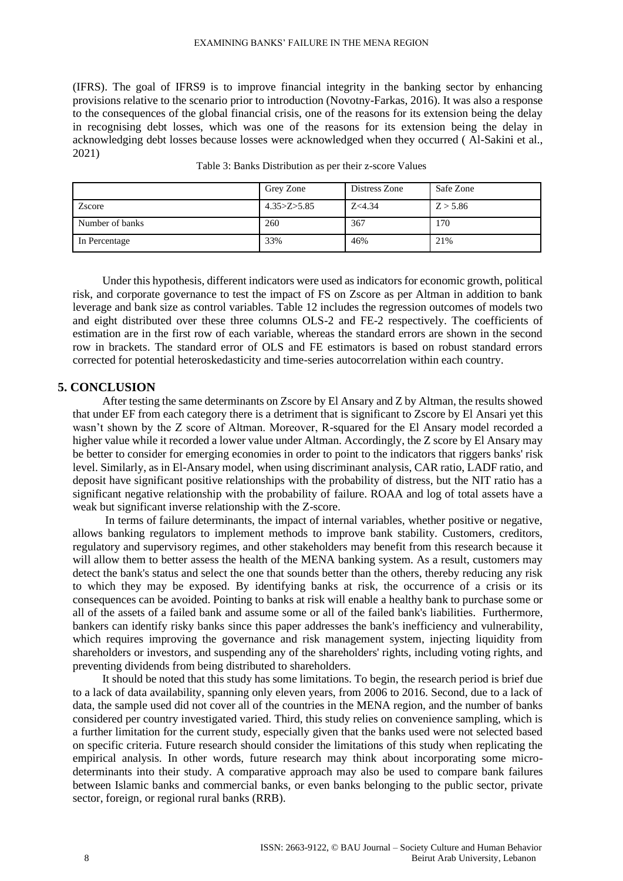(IFRS). The goal of IFRS9 is to improve financial integrity in the banking sector by enhancing provisions relative to the scenario prior to introduction (Novotny-Farkas, 2016). It was also a response to the consequences of the global financial crisis, one of the reasons for its extension being the delay in recognising debt losses, which was one of the reasons for its extension being the delay in acknowledging debt losses because losses were acknowledged when they occurred ( Al-Sakini et al., 2021)

Table 3: Banks Distribution as per their z-score Values

| | Grey Zone | Distress Zone | Safe Zone |
|---|---|---|---|
| Zscore | 4.35>Z>5.85 | Z<4.34 | Z > 5.86 |
| Number of banks | 260 | 367 | 170 |
| In Percentage | 33% | 46% | 21% |

Under this hypothesis, different indicators were used as indicators for economic growth, political risk, and corporate governance to test the impact of FS on Zscore as per Altman in addition to bank leverage and bank size as control variables. Table 12 includes the regression outcomes of models two and eight distributed over these three columns OLS-2 and FE-2 respectively. The coefficients of estimation are in the first row of each variable, whereas the standard errors are shown in the second row in brackets. The standard error of OLS and FE estimators is based on robust standard errors corrected for potential heteroskedasticity and time-series autocorrelation within each country.

## 5. CONCLUSION

After testing the same determinants on Zscore by El Ansary and Z by Altman, the results showed that under EF from each category there is a detriment that is significant to Zscore by El Ansari yet this wasn't shown by the Z score of Altman. Moreover, R-squared for the El Ansary model recorded a higher value while it recorded a lower value under Altman. Accordingly, the Z score by El Ansary may be better to consider for emerging economies in order to point to the indicators that riggers banks' risk level. Similarly, as in El-Ansary model, when using discriminant analysis, CAR ratio, LADF ratio, and deposit have significant positive relationships with the probability of distress, but the NIT ratio has a significant negative relationship with the probability of failure. ROAA and log of total assets have a weak but significant inverse relationship with the Z-score.

In terms of failure determinants, the impact of internal variables, whether positive or negative, allows banking regulators to implement methods to improve bank stability. Customers, creditors, regulatory and supervisory regimes, and other stakeholders may benefit from this research because it will allow them to better assess the health of the MENA banking system. As a result, customers may detect the bank's status and select the one that sounds better than the others, thereby reducing any risk to which they may be exposed. By identifying banks at risk, the occurrence of a crisis or its consequences can be avoided. Pointing to banks at risk will enable a healthy bank to purchase some or all of the assets of a failed bank and assume some or all of the failed bank's liabilities. Furthermore, bankers can identify risky banks since this paper addresses the bank's inefficiency and vulnerability, which requires improving the governance and risk management system, injecting liquidity from shareholders or investors, and suspending any of the shareholders' rights, including voting rights, and preventing dividends from being distributed to shareholders.

It should be noted that this study has some limitations. To begin, the research period is brief due to a lack of data availability, spanning only eleven years, from 2006 to 2016. Second, due to a lack of data, the sample used did not cover all of the countries in the MENA region, and the number of banks considered per country investigated varied. Third, this study relies on convenience sampling, which is a further limitation for the current study, especially given that the banks used were not selected based on specific criteria. Future research should consider the limitations of this study when replicating the empirical analysis. In other words, future research may think about incorporating some micro-determinants into their study. A comparative approach may also be used to compare bank failures between Islamic banks and commercial banks, or even banks belonging to the public sector, private sector, foreign, or regional rural banks (RRB).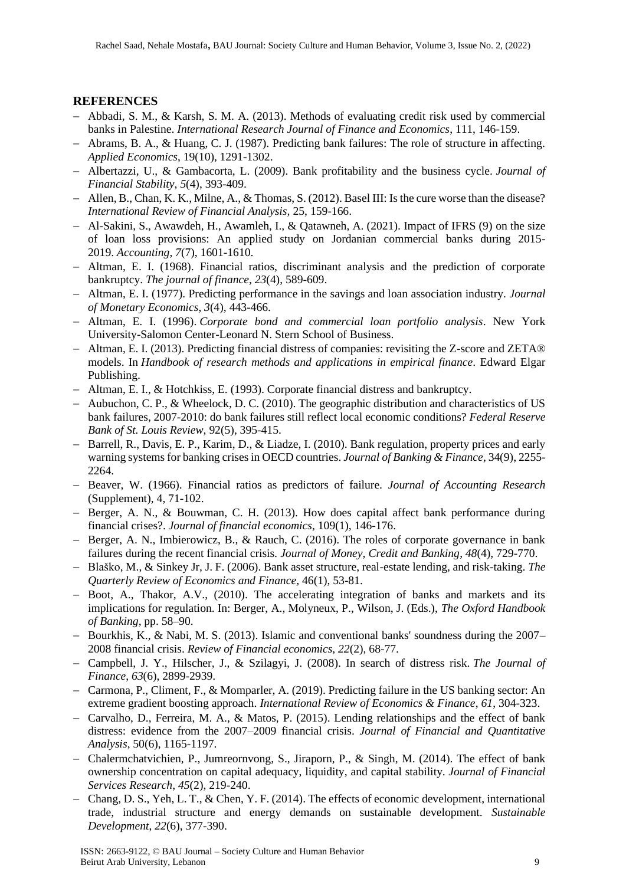## REFERENCES

- Abbadi, S. M., & Karsh, S. M. A. (2013). Methods of evaluating credit risk used by commercial banks in Palestine. *International Research Journal of Finance and Economics*, 111, 146-159.
- Abrams, B. A., & Huang, C. J. (1987). Predicting bank failures: The role of structure in affecting. *Applied Economics*, 19(10), 1291-1302.
- Albertazzi, U., & Gambacorta, L. (2009). Bank profitability and the business cycle. *Journal of Financial Stability*, *5*(4), 393-409.
- Allen, B., Chan, K. K., Milne, A., & Thomas, S. (2012). Basel III: Is the cure worse than the disease? *International Review of Financial Analysis*, 25, 159-166.
- Al-Sakini, S., Awawdeh, H., Awamleh, I., & Qatawneh, A. (2021). Impact of IFRS (9) on the size of loan loss provisions: An applied study on Jordanian commercial banks during 2015-2019. *Accounting*, *7*(7), 1601-1610.
- Altman, E. I. (1968). Financial ratios, discriminant analysis and the prediction of corporate bankruptcy. *The journal of finance*, *23*(4), 589-609.
- Altman, E. I. (1977). Predicting performance in the savings and loan association industry. *Journal of Monetary Economics*, *3*(4), 443-466.
- Altman, E. I. (1996). *Corporate bond and commercial loan portfolio analysis*. New York University-Salomon Center-Leonard N. Stern School of Business.
- Altman, E. I. (2013). Predicting financial distress of companies: revisiting the Z-score and ZETA® models. In *Handbook of research methods and applications in empirical finance*. Edward Elgar Publishing.
- Altman, E. I., & Hotchkiss, E. (1993). Corporate financial distress and bankruptcy.
- Aubuchon, C. P., & Wheelock, D. C. (2010). The geographic distribution and characteristics of US bank failures, 2007-2010: do bank failures still reflect local economic conditions? *Federal Reserve Bank of St. Louis Review*, 92(5), 395-415.
- Barrell, R., Davis, E. P., Karim, D., & Liadze, I. (2010). Bank regulation, property prices and early warning systems for banking crises in OECD countries. *Journal of Banking & Finance*, 34(9), 2255-2264.
- Beaver, W. (1966). Financial ratios as predictors of failure. *Journal of Accounting Research* (Supplement), 4, 71-102.
- Berger, A. N., & Bouwman, C. H. (2013). How does capital affect bank performance during financial crises?. *Journal of financial economics*, 109(1), 146-176.
- Berger, A. N., Imbierowicz, B., & Rauch, C. (2016). The roles of corporate governance in bank failures during the recent financial crisis. *Journal of Money, Credit and Banking*, *48*(4), 729-770.
- Blaško, M., & Sinkey Jr, J. F. (2006). Bank asset structure, real-estate lending, and risk-taking. *The Quarterly Review of Economics and Finance*, 46(1), 53-81.
- Boot, A., Thakor, A.V., (2010). The accelerating integration of banks and markets and its implications for regulation. In: Berger, A., Molyneux, P., Wilson, J. (Eds.), *The Oxford Handbook of Banking*, pp. 58–90.
- Bourkhis, K., & Nabi, M. S. (2013). Islamic and conventional banks' soundness during the 2007–2008 financial crisis. *Review of Financial economics*, *22*(2), 68-77.
- Campbell, J. Y., Hilscher, J., & Szilagyi, J. (2008). In search of distress risk. *The Journal of Finance*, *63*(6), 2899-2939.
- Carmona, P., Climent, F., & Momparler, A. (2019). Predicting failure in the US banking sector: An extreme gradient boosting approach. *International Review of Economics & Finance*, *61*, 304-323.
- Carvalho, D., Ferreira, M. A., & Matos, P. (2015). Lending relationships and the effect of bank distress: evidence from the 2007–2009 financial crisis. *Journal of Financial and Quantitative Analysis*, 50(6), 1165-1197.
- Chalermchatvichien, P., Jumreornvong, S., Jiraporn, P., & Singh, M. (2014). The effect of bank ownership concentration on capital adequacy, liquidity, and capital stability. *Journal of Financial Services Research*, *45*(2), 219-240.
- Chang, D. S., Yeh, L. T., & Chen, Y. F. (2014). The effects of economic development, international trade, industrial structure and energy demands on sustainable development. *Sustainable Development*, *22*(6), 377-390.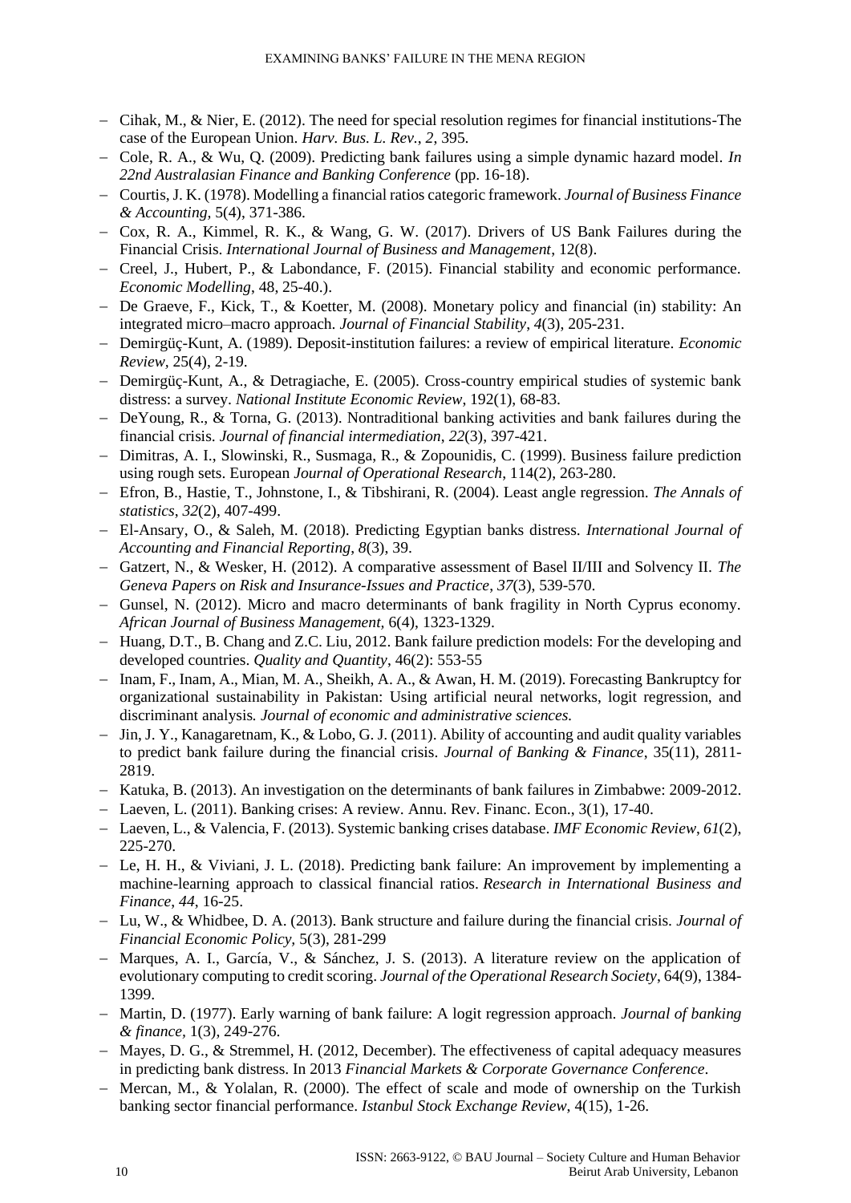- Cihak, M., & Nier, E. (2012). The need for special resolution regimes for financial institutions-The case of the European Union. *Harv. Bus. L. Rev.*, *2*, 395.
- Cole, R. A., & Wu, Q. (2009). Predicting bank failures using a simple dynamic hazard model. *In 22nd Australasian Finance and Banking Conference* (pp. 16-18).
- Courtis, J. K. (1978). Modelling a financial ratios categoric framework. *Journal of Business Finance & Accounting,* 5(4), 371-386.
- Cox, R. A., Kimmel, R. K., & Wang, G. W. (2017). Drivers of US Bank Failures during the Financial Crisis. *International Journal of Business and Management*, 12(8).
- Creel, J., Hubert, P., & Labondance, F. (2015). Financial stability and economic performance. *Economic Modelling*, 48, 25-40.).
- De Graeve, F., Kick, T., & Koetter, M. (2008). Monetary policy and financial (in) stability: An integrated micro–macro approach. *Journal of Financial Stability*, *4*(3), 205-231.
- Demirgüç-Kunt, A. (1989). Deposit-institution failures: a review of empirical literature. *Economic Review*, 25(4), 2-19.
- Demirgüç-Kunt, A., & Detragiache, E. (2005). Cross-country empirical studies of systemic bank distress: a survey. *National Institute Economic Review*, 192(1), 68-83.
- DeYoung, R., & Torna, G. (2013). Nontraditional banking activities and bank failures during the financial crisis. *Journal of financial intermediation*, *22*(3), 397-421.
- Dimitras, A. I., Slowinski, R., Susmaga, R., & Zopounidis, C. (1999). Business failure prediction using rough sets. European *Journal of Operational Research*, 114(2), 263-280.
- Efron, B., Hastie, T., Johnstone, I., & Tibshirani, R. (2004). Least angle regression. *The Annals of statistics*, *32*(2), 407-499.
- El-Ansary, O., & Saleh, M. (2018). Predicting Egyptian banks distress. *International Journal of Accounting and Financial Reporting*, *8*(3), 39.
- Gatzert, N., & Wesker, H. (2012). A comparative assessment of Basel II/III and Solvency II. *The Geneva Papers on Risk and Insurance-Issues and Practice*, *37*(3), 539-570.
- Gunsel, N. (2012). Micro and macro determinants of bank fragility in North Cyprus economy. *African Journal of Business Management,* 6(4), 1323-1329.
- Huang, D.T., B. Chang and Z.C. Liu, 2012. Bank failure prediction models: For the developing and developed countries. *Quality and Quantity*, 46(2): 553-55
- Inam, F., Inam, A., Mian, M. A., Sheikh, A. A., & Awan, H. M. (2019). Forecasting Bankruptcy for organizational sustainability in Pakistan: Using artificial neural networks, logit regression, and discriminant analysis*. Journal of economic and administrative sciences.*
- Jin, J. Y., Kanagaretnam, K., & Lobo, G. J. (2011). Ability of accounting and audit quality variables to predict bank failure during the financial crisis. *Journal of Banking & Finance*, 35(11), 2811-2819.
- Katuka, B. (2013). An investigation on the determinants of bank failures in Zimbabwe: 2009-2012.
- Laeven, L. (2011). Banking crises: A review. Annu. Rev. Financ. Econ., 3(1), 17-40.
- Laeven, L., & Valencia, F. (2013). Systemic banking crises database. *IMF Economic Review*, *61*(2), 225-270.
- Le, H. H., & Viviani, J. L. (2018). Predicting bank failure: An improvement by implementing a machine-learning approach to classical financial ratios. *Research in International Business and Finance*, *44*, 16-25.
- Lu, W., & Whidbee, D. A. (2013). Bank structure and failure during the financial crisis. *Journal of Financial Economic Policy,* 5(3), 281-299
- Marques, A. I., García, V., & Sánchez, J. S. (2013). A literature review on the application of evolutionary computing to credit scoring. *Journal of the Operational Research Society*, 64(9), 1384-1399.
- Martin, D. (1977). Early warning of bank failure: A logit regression approach. *Journal of banking & finance*, 1(3), 249-276.
- Mayes, D. G., & Stremmel, H. (2012, December). The effectiveness of capital adequacy measures in predicting bank distress. In 2013 *Financial Markets & Corporate Governance Conference*.
- Mercan, M., & Yolalan, R. (2000). The effect of scale and mode of ownership on the Turkish banking sector financial performance. *Istanbul Stock Exchange Review,* 4(15), 1-26.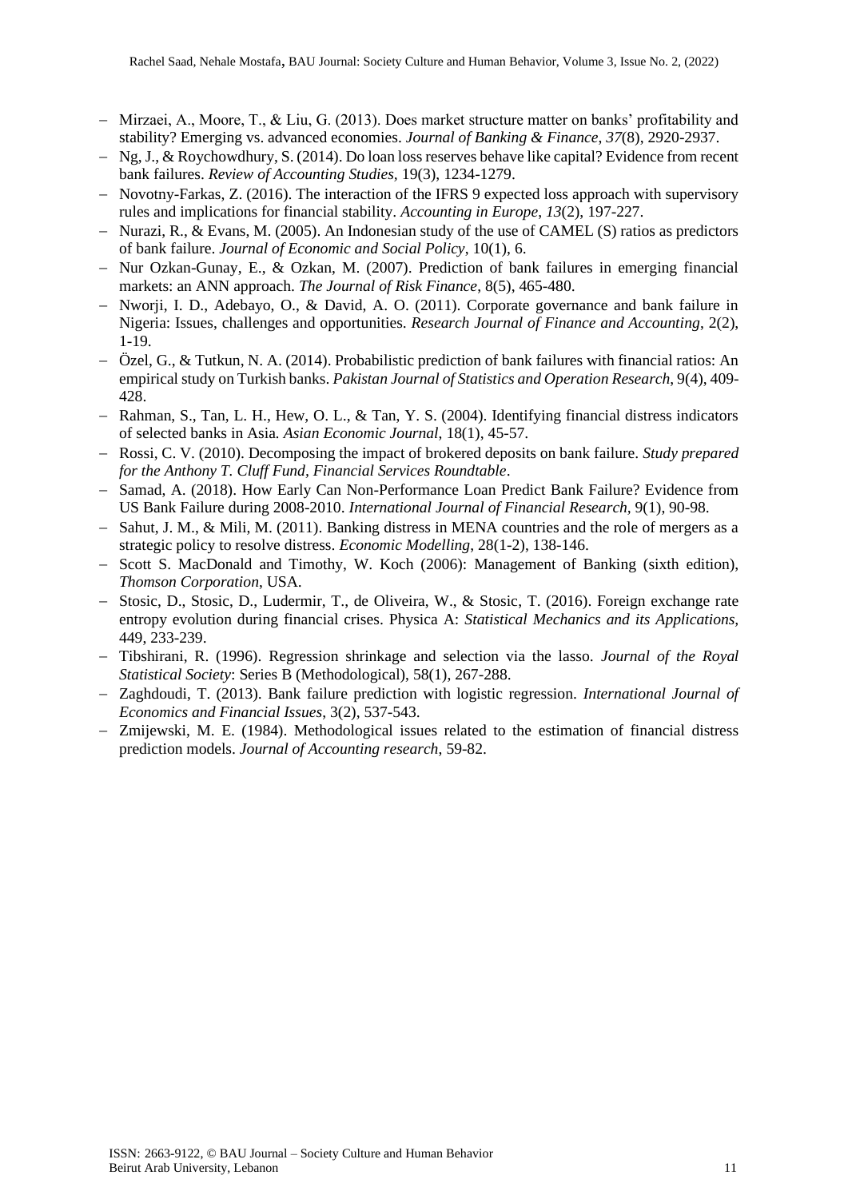- Mirzaei, A., Moore, T., & Liu, G. (2013). Does market structure matter on banks' profitability and stability? Emerging vs. advanced economies. *Journal of Banking & Finance*, *37*(8), 2920-2937.
- Ng, J., & Roychowdhury, S. (2014). Do loan loss reserves behave like capital? Evidence from recent bank failures. *Review of Accounting Studies*, 19(3), 1234-1279.
- Novotny-Farkas, Z. (2016). The interaction of the IFRS 9 expected loss approach with supervisory rules and implications for financial stability. *Accounting in Europe*, *13*(2), 197-227.
- Nurazi, R., & Evans, M. (2005). An Indonesian study of the use of CAMEL (S) ratios as predictors of bank failure. *Journal of Economic and Social Policy*, 10(1), 6.
- Nur Ozkan-Gunay, E., & Ozkan, M. (2007). Prediction of bank failures in emerging financial markets: an ANN approach. *The Journal of Risk Finance*, 8(5), 465-480.
- Nworji, I. D., Adebayo, O., & David, A. O. (2011). Corporate governance and bank failure in Nigeria: Issues, challenges and opportunities. *Research Journal of Finance and Accounting*, 2(2), 1-19.
- Özel, G., & Tutkun, N. A. (2014). Probabilistic prediction of bank failures with financial ratios: An empirical study on Turkish banks. *Pakistan Journal of Statistics and Operation Research*, 9(4), 409-428.
- Rahman, S., Tan, L. H., Hew, O. L., & Tan, Y. S. (2004). Identifying financial distress indicators of selected banks in Asia. *Asian Economic Journal*, 18(1), 45-57.
- Rossi, C. V. (2010). Decomposing the impact of brokered deposits on bank failure. *Study prepared for the Anthony T. Cluff Fund, Financial Services Roundtable*.
- Samad, A. (2018). How Early Can Non-Performance Loan Predict Bank Failure? Evidence from US Bank Failure during 2008-2010. *International Journal of Financial Research*, 9(1), 90-98.
- Sahut, J. M., & Mili, M. (2011). Banking distress in MENA countries and the role of mergers as a strategic policy to resolve distress. *Economic Modelling*, 28(1-2), 138-146.
- Scott S. MacDonald and Timothy, W. Koch (2006): Management of Banking (sixth edition), *Thomson Corporation*, USA.
- Stosic, D., Stosic, D., Ludermir, T., de Oliveira, W., & Stosic, T. (2016). Foreign exchange rate entropy evolution during financial crises. Physica A: *Statistical Mechanics and its Applications*, 449, 233-239.
- Tibshirani, R. (1996). Regression shrinkage and selection via the lasso. *Journal of the Royal Statistical Society*: Series B (Methodological), 58(1), 267-288.
- Zaghdoudi, T. (2013). Bank failure prediction with logistic regression. *International Journal of Economics and Financial Issues*, 3(2), 537-543.
- Zmijewski, M. E. (1984). Methodological issues related to the estimation of financial distress prediction models. *Journal of Accounting research*, 59-82.